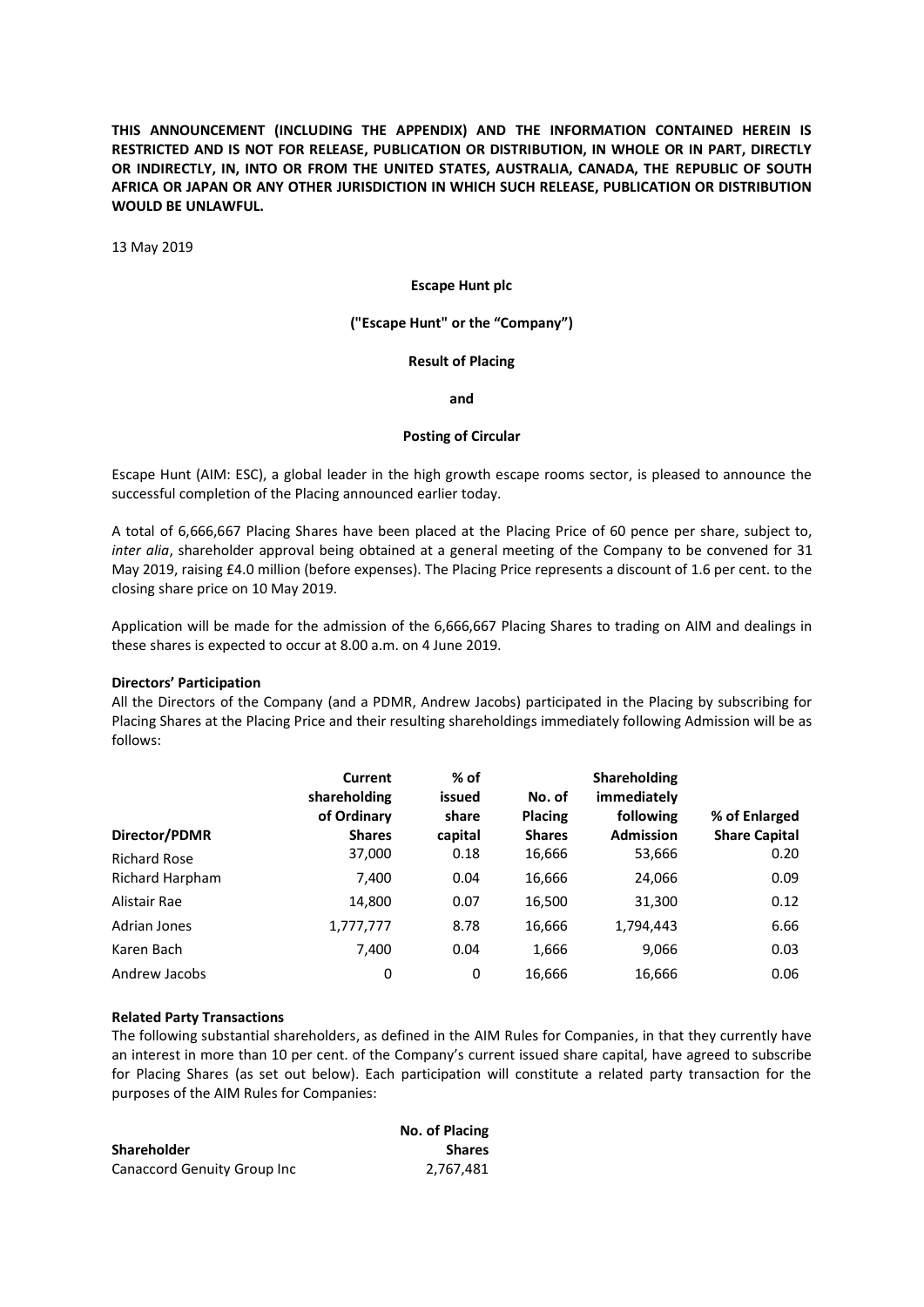**THIS ANNOUNCEMENT (INCLUDING THE APPENDIX) AND THE INFORMATION CONTAINED HEREIN IS RESTRICTED AND IS NOT FOR RELEASE, PUBLICATION OR DISTRIBUTION, IN WHOLE OR IN PART, DIRECTLY OR INDIRECTLY, IN, INTO OR FROM THE UNITED STATES, AUSTRALIA, CANADA, THE REPUBLIC OF SOUTH AFRICA OR JAPAN OR ANY OTHER JURISDICTION IN WHICH SUCH RELEASE, PUBLICATION OR DISTRIBUTION WOULD BE UNLAWFUL.**

13 May 2019

**Escape Hunt plc**

**("Escape Hunt" or the "Company")**

**Result of Placing**

**and**

**Posting of Circular**

Escape Hunt (AIM: ESC), a global leader in the high growth escape rooms sector, is pleased to announce the successful completion of the Placing announced earlier today.

A total of 6,666,667 Placing Shares have been placed at the Placing Price of 60 pence per share, subject to, *inter alia*, shareholder approval being obtained at a general meeting of the Company to be convened for 31 May 2019, raising £4.0 million (before expenses). The Placing Price represents a discount of 1.6 per cent. to the closing share price on 10 May 2019.

Application will be made for the admission of the 6,666,667 Placing Shares to trading on AIM and dealings in these shares is expected to occur at 8.00 a.m. on 4 June 2019.

**Directors' Participation**

All the Directors of the Company (and a PDMR, Andrew Jacobs) participated in the Placing by subscribing for Placing Shares at the Placing Price and their resulting shareholdings immediately following Admission will be as follows:

| Director/PDMR | Current shareholding of Ordinary Shares | % of issued share capital | No. of Placing Shares | Shareholding immediately following Admission | % of Enlarged Share Capital |
|---|---|---|---|---|---|
| Richard Rose | 37,000 | 0.18 | 16,666 | 53,666 | 0.20 |
| Richard Harpham | 7,400 | 0.04 | 16,666 | 24,066 | 0.09 |
| Alistair Rae | 14,800 | 0.07 | 16,500 | 31,300 | 0.12 |
| Adrian Jones | 1,777,777 | 8.78 | 16,666 | 1,794,443 | 6.66 |
| Karen Bach | 7,400 | 0.04 | 1,666 | 9,066 | 0.03 |
| Andrew Jacobs | 0 | 0 | 16,666 | 16,666 | 0.06 |

**Related Party Transactions**

The following substantial shareholders, as defined in the AIM Rules for Companies, in that they currently have an interest in more than 10 per cent. of the Company's current issued share capital, have agreed to subscribe for Placing Shares (as set out below). Each participation will constitute a related party transaction for the purposes of the AIM Rules for Companies:

| Shareholder | No. of Placing Shares |
|---|---|
| Canaccord Genuity Group Inc | 2,767,481 |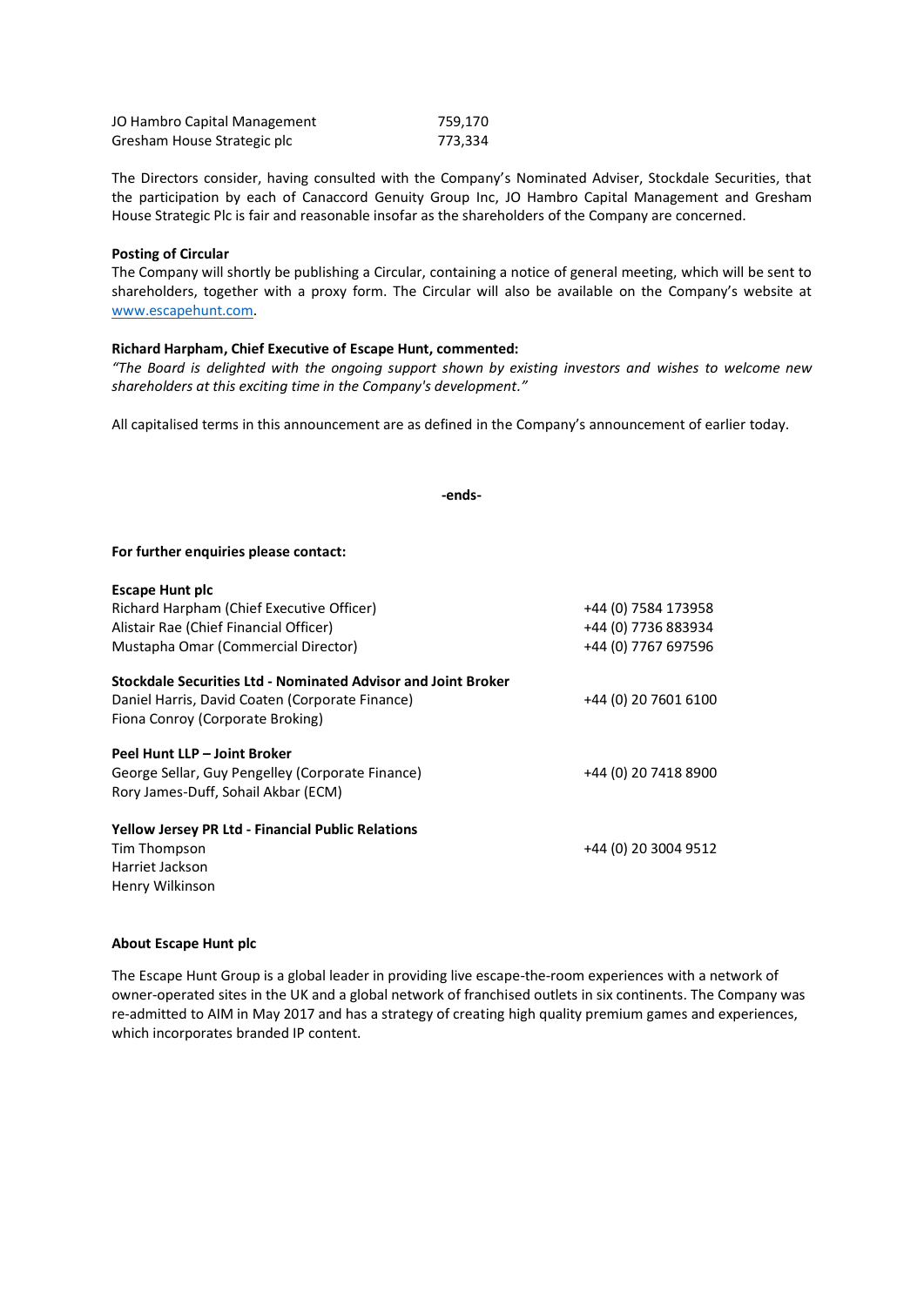| | |
|---|---|
| JO Hambro Capital Management | 759,170 |
| Gresham House Strategic plc | 773,334 |

The Directors consider, having consulted with the Company's Nominated Adviser, Stockdale Securities, that the participation by each of Canaccord Genuity Group Inc, JO Hambro Capital Management and Gresham House Strategic Plc is fair and reasonable insofar as the shareholders of the Company are concerned.

**Posting of Circular**

The Company will shortly be publishing a Circular, containing a notice of general meeting, which will be sent to shareholders, together with a proxy form. The Circular will also be available on the Company's website at www.escapehunt.com.

**Richard Harpham, Chief Executive of Escape Hunt, commented:**

*"The Board is delighted with the ongoing support shown by existing investors and wishes to welcome new shareholders at this exciting time in the Company's development."*

All capitalised terms in this announcement are as defined in the Company's announcement of earlier today.

**-ends-**

**For further enquiries please contact:**

| | |
|---|---|
| **Escape Hunt plc** | |
| Richard Harpham (Chief Executive Officer) | +44 (0) 7584 173958 |
| Alistair Rae (Chief Financial Officer) | +44 (0) 7736 883934 |
| Mustapha Omar (Commercial Director) | +44 (0) 7767 697596 |
| **Stockdale Securities Ltd - Nominated Advisor and Joint Broker** | |
| Daniel Harris, David Coaten (Corporate Finance) | +44 (0) 20 7601 6100 |
| Fiona Conroy (Corporate Broking) | |
| **Peel Hunt LLP – Joint Broker** | |
| George Sellar, Guy Pengelley (Corporate Finance) | +44 (0) 20 7418 8900 |
| Rory James-Duff, Sohail Akbar (ECM) | |
| **Yellow Jersey PR Ltd - Financial Public Relations** | |
| Tim Thompson | +44 (0) 20 3004 9512 |
| Harriet Jackson | |
| Henry Wilkinson | |

**About Escape Hunt plc**

The Escape Hunt Group is a global leader in providing live escape-the-room experiences with a network of owner-operated sites in the UK and a global network of franchised outlets in six continents. The Company was re-admitted to AIM in May 2017 and has a strategy of creating high quality premium games and experiences, which incorporates branded IP content.